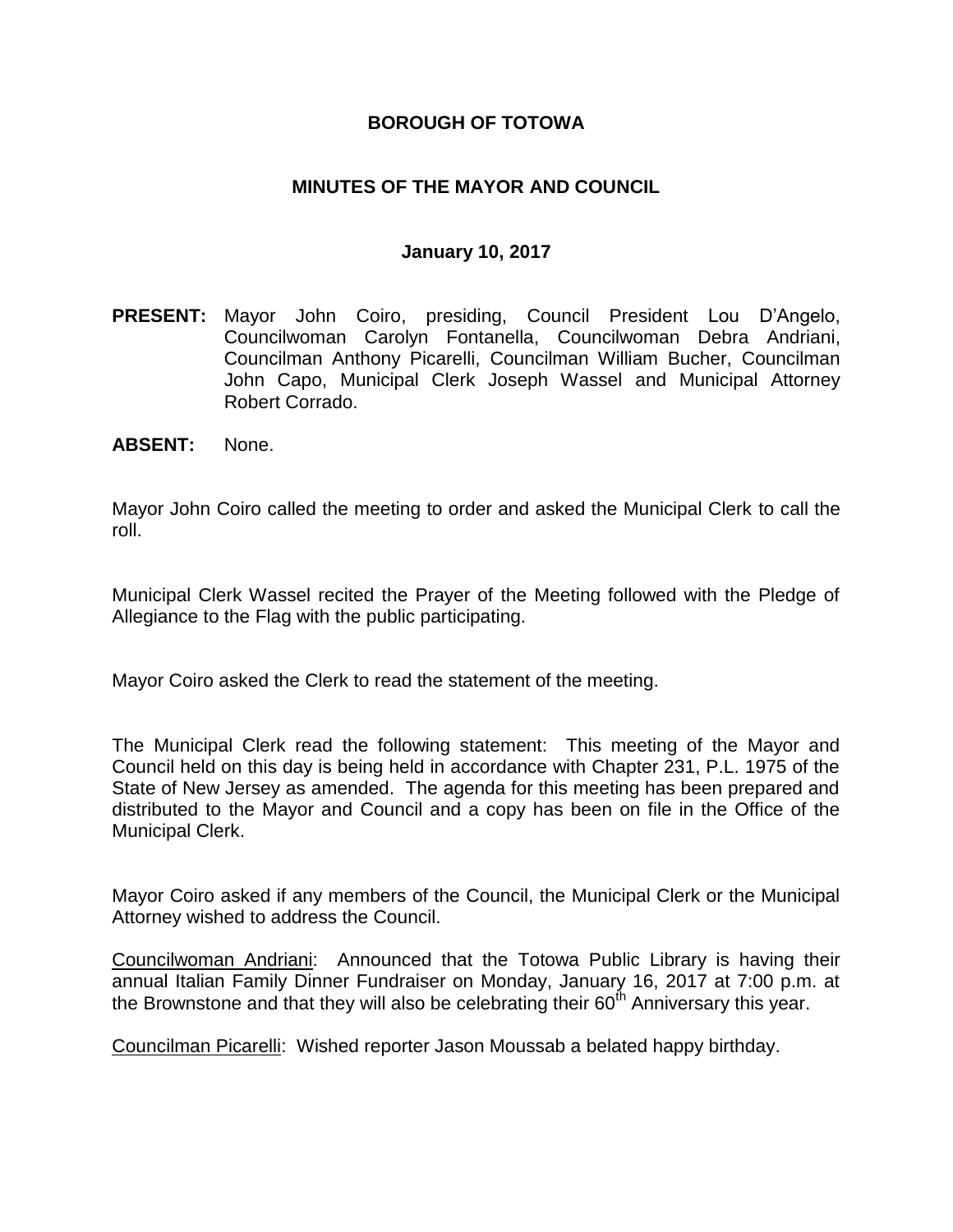# BOROUGH OF TOTOWA

## MINUTES OF THE MAYOR AND COUNCIL

### January 10, 2017

**PRESENT:** Mayor John Coiro, presiding, Council President Lou D'Angelo, Councilwoman Carolyn Fontanella, Councilwoman Debra Andriani, Councilman Anthony Picarelli, Councilman William Bucher, Councilman John Capo, Municipal Clerk Joseph Wassel and Municipal Attorney Robert Corrado.

**ABSENT:** None.

Mayor John Coiro called the meeting to order and asked the Municipal Clerk to call the roll.

Municipal Clerk Wassel recited the Prayer of the Meeting followed with the Pledge of Allegiance to the Flag with the public participating.

Mayor Coiro asked the Clerk to read the statement of the meeting.

The Municipal Clerk read the following statement: This meeting of the Mayor and Council held on this day is being held in accordance with Chapter 231, P.L. 1975 of the State of New Jersey as amended. The agenda for this meeting has been prepared and distributed to the Mayor and Council and a copy has been on file in the Office of the Municipal Clerk.

Mayor Coiro asked if any members of the Council, the Municipal Clerk or the Municipal Attorney wished to address the Council.

Councilwoman Andriani: Announced that the Totowa Public Library is having their annual Italian Family Dinner Fundraiser on Monday, January 16, 2017 at 7:00 p.m. at the Brownstone and that they will also be celebrating their 60th Anniversary this year.

Councilman Picarelli: Wished reporter Jason Moussab a belated happy birthday.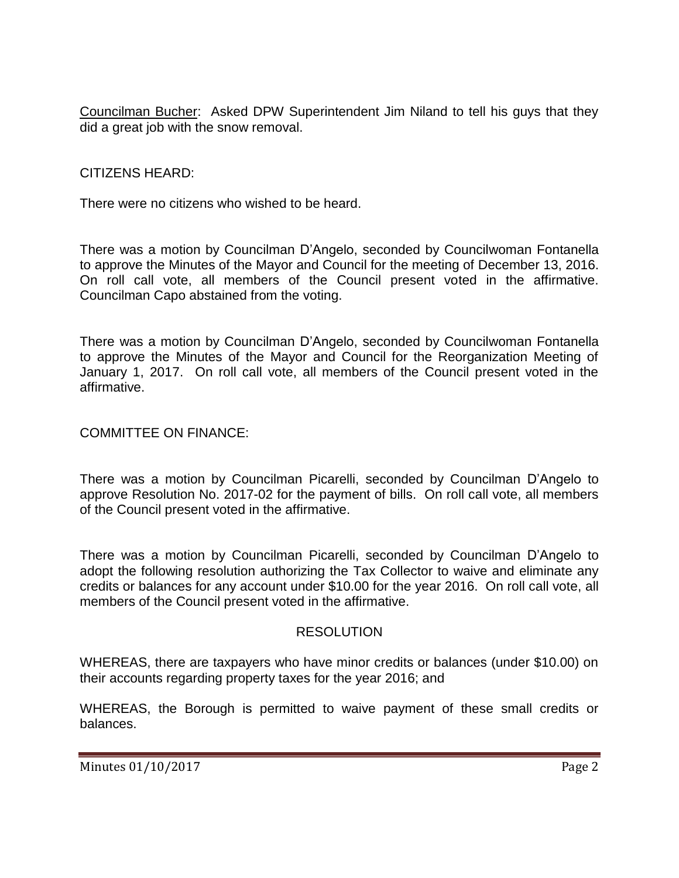Councilman Bucher: Asked DPW Superintendent Jim Niland to tell his guys that they did a great job with the snow removal.

CITIZENS HEARD:

There were no citizens who wished to be heard.

There was a motion by Councilman D'Angelo, seconded by Councilwoman Fontanella to approve the Minutes of the Mayor and Council for the meeting of December 13, 2016. On roll call vote, all members of the Council present voted in the affirmative. Councilman Capo abstained from the voting.

There was a motion by Councilman D'Angelo, seconded by Councilwoman Fontanella to approve the Minutes of the Mayor and Council for the Reorganization Meeting of January 1, 2017. On roll call vote, all members of the Council present voted in the affirmative.

COMMITTEE ON FINANCE:

There was a motion by Councilman Picarelli, seconded by Councilman D'Angelo to approve Resolution No. 2017-02 for the payment of bills. On roll call vote, all members of the Council present voted in the affirmative.

There was a motion by Councilman Picarelli, seconded by Councilman D'Angelo to adopt the following resolution authorizing the Tax Collector to waive and eliminate any credits or balances for any account under $10.00 for the year 2016. On roll call vote, all members of the Council present voted in the affirmative.

RESOLUTION

WHEREAS, there are taxpayers who have minor credits or balances (under $10.00) on their accounts regarding property taxes for the year 2016; and

WHEREAS, the Borough is permitted to waive payment of these small credits or balances.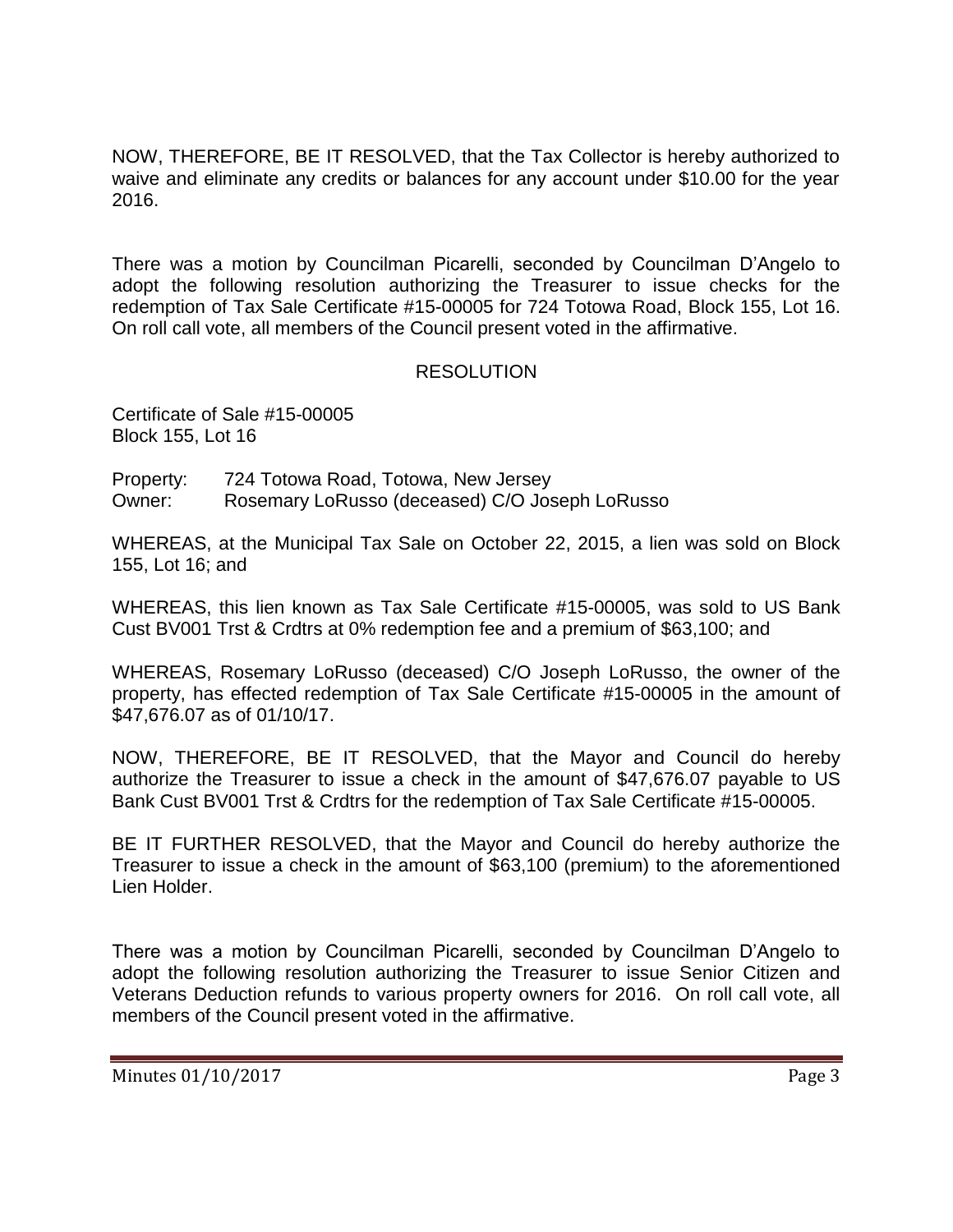NOW, THEREFORE, BE IT RESOLVED, that the Tax Collector is hereby authorized to waive and eliminate any credits or balances for any account under $10.00 for the year 2016.

There was a motion by Councilman Picarelli, seconded by Councilman D'Angelo to adopt the following resolution authorizing the Treasurer to issue checks for the redemption of Tax Sale Certificate #15-00005 for 724 Totowa Road, Block 155, Lot 16. On roll call vote, all members of the Council present voted in the affirmative.

RESOLUTION

Certificate of Sale #15-00005
Block 155, Lot 16

Property: 724 Totowa Road, Totowa, New Jersey
Owner: Rosemary LoRusso (deceased) C/O Joseph LoRusso

WHEREAS, at the Municipal Tax Sale on October 22, 2015, a lien was sold on Block 155, Lot 16; and

WHEREAS, this lien known as Tax Sale Certificate #15-00005, was sold to US Bank Cust BV001 Trst & Crdtrs at 0% redemption fee and a premium of $63,100; and

WHEREAS, Rosemary LoRusso (deceased) C/O Joseph LoRusso, the owner of the property, has effected redemption of Tax Sale Certificate #15-00005 in the amount of $47,676.07 as of 01/10/17.

NOW, THEREFORE, BE IT RESOLVED, that the Mayor and Council do hereby authorize the Treasurer to issue a check in the amount of $47,676.07 payable to US Bank Cust BV001 Trst & Crdtrs for the redemption of Tax Sale Certificate #15-00005.

BE IT FURTHER RESOLVED, that the Mayor and Council do hereby authorize the Treasurer to issue a check in the amount of $63,100 (premium) to the aforementioned Lien Holder.

There was a motion by Councilman Picarelli, seconded by Councilman D'Angelo to adopt the following resolution authorizing the Treasurer to issue Senior Citizen and Veterans Deduction refunds to various property owners for 2016. On roll call vote, all members of the Council present voted in the affirmative.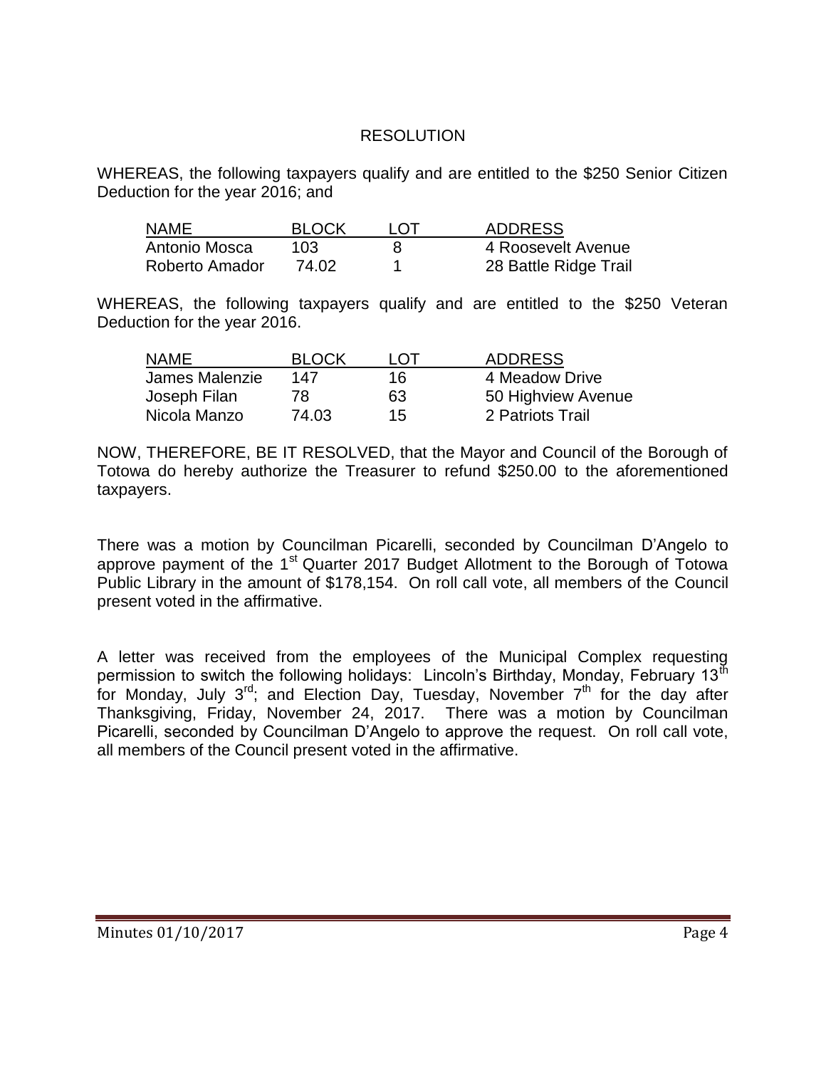## RESOLUTION

WHEREAS, the following taxpayers qualify and are entitled to the $250 Senior Citizen Deduction for the year 2016; and

| NAME | BLOCK | LOT | ADDRESS |
|---|---|---|---|
| Antonio Mosca | 103 | 8 | 4 Roosevelt Avenue |
| Roberto Amador | 74.02 | 1 | 28 Battle Ridge Trail |

WHEREAS, the following taxpayers qualify and are entitled to the $250 Veteran Deduction for the year 2016.

| NAME | BLOCK | LOT | ADDRESS |
|---|---|---|---|
| James Malenzie | 147 | 16 | 4 Meadow Drive |
| Joseph Filan | 78 | 63 | 50 Highview Avenue |
| Nicola Manzo | 74.03 | 15 | 2 Patriots Trail |

NOW, THEREFORE, BE IT RESOLVED, that the Mayor and Council of the Borough of Totowa do hereby authorize the Treasurer to refund $250.00 to the aforementioned taxpayers.

There was a motion by Councilman Picarelli, seconded by Councilman D'Angelo to approve payment of the 1st Quarter 2017 Budget Allotment to the Borough of Totowa Public Library in the amount of $178,154. On roll call vote, all members of the Council present voted in the affirmative.

A letter was received from the employees of the Municipal Complex requesting permission to switch the following holidays: Lincoln's Birthday, Monday, February 13th for Monday, July 3rd; and Election Day, Tuesday, November 7th for the day after Thanksgiving, Friday, November 24, 2017. There was a motion by Councilman Picarelli, seconded by Councilman D'Angelo to approve the request. On roll call vote, all members of the Council present voted in the affirmative.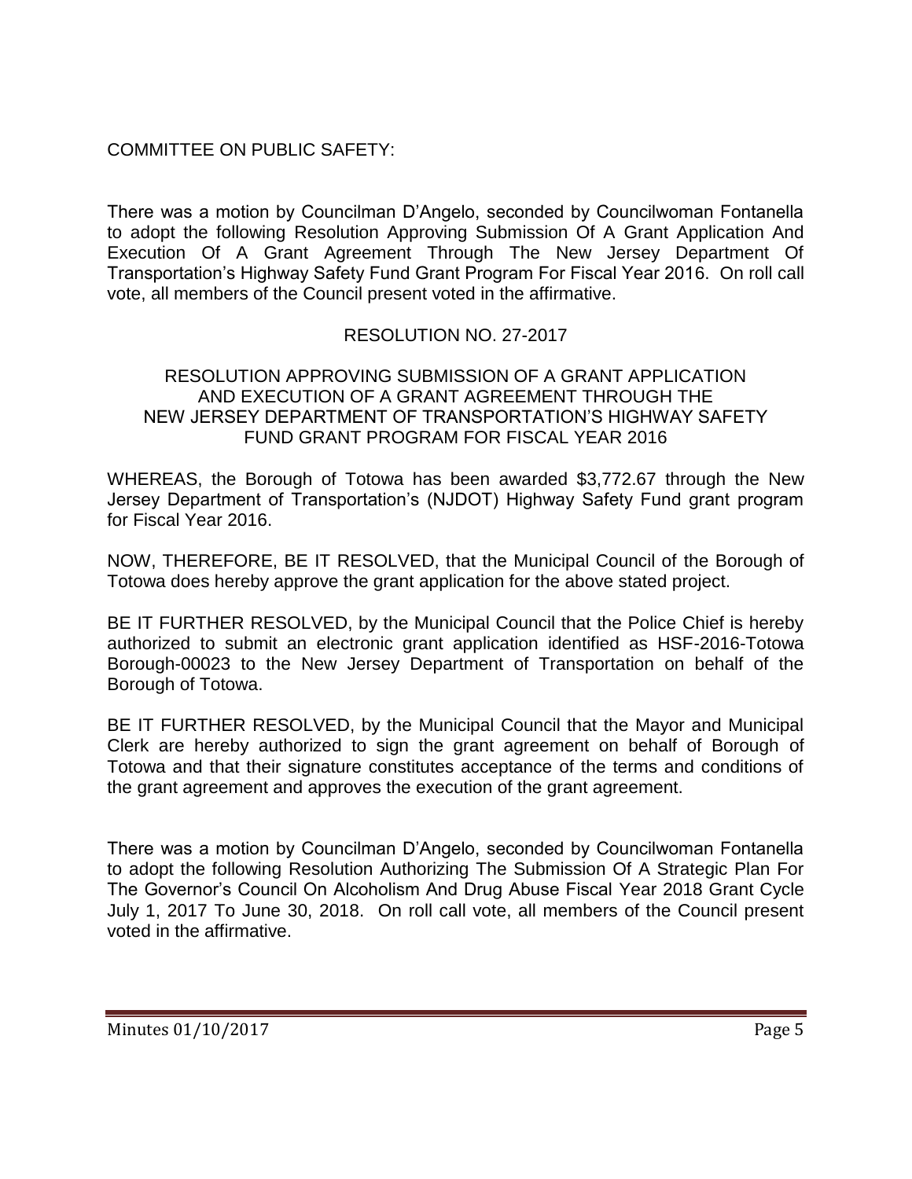COMMITTEE ON PUBLIC SAFETY:

There was a motion by Councilman D'Angelo, seconded by Councilwoman Fontanella to adopt the following Resolution Approving Submission Of A Grant Application And Execution Of A Grant Agreement Through The New Jersey Department Of Transportation's Highway Safety Fund Grant Program For Fiscal Year 2016. On roll call vote, all members of the Council present voted in the affirmative.

RESOLUTION NO. 27-2017

RESOLUTION APPROVING SUBMISSION OF A GRANT APPLICATION AND EXECUTION OF A GRANT AGREEMENT THROUGH THE NEW JERSEY DEPARTMENT OF TRANSPORTATION'S HIGHWAY SAFETY FUND GRANT PROGRAM FOR FISCAL YEAR 2016

WHEREAS, the Borough of Totowa has been awarded $3,772.67 through the New Jersey Department of Transportation's (NJDOT) Highway Safety Fund grant program for Fiscal Year 2016.

NOW, THEREFORE, BE IT RESOLVED, that the Municipal Council of the Borough of Totowa does hereby approve the grant application for the above stated project.

BE IT FURTHER RESOLVED, by the Municipal Council that the Police Chief is hereby authorized to submit an electronic grant application identified as HSF-2016-Totowa Borough-00023 to the New Jersey Department of Transportation on behalf of the Borough of Totowa.

BE IT FURTHER RESOLVED, by the Municipal Council that the Mayor and Municipal Clerk are hereby authorized to sign the grant agreement on behalf of Borough of Totowa and that their signature constitutes acceptance of the terms and conditions of the grant agreement and approves the execution of the grant agreement.

There was a motion by Councilman D'Angelo, seconded by Councilwoman Fontanella to adopt the following Resolution Authorizing The Submission Of A Strategic Plan For The Governor's Council On Alcoholism And Drug Abuse Fiscal Year 2018 Grant Cycle July 1, 2017 To June 30, 2018. On roll call vote, all members of the Council present voted in the affirmative.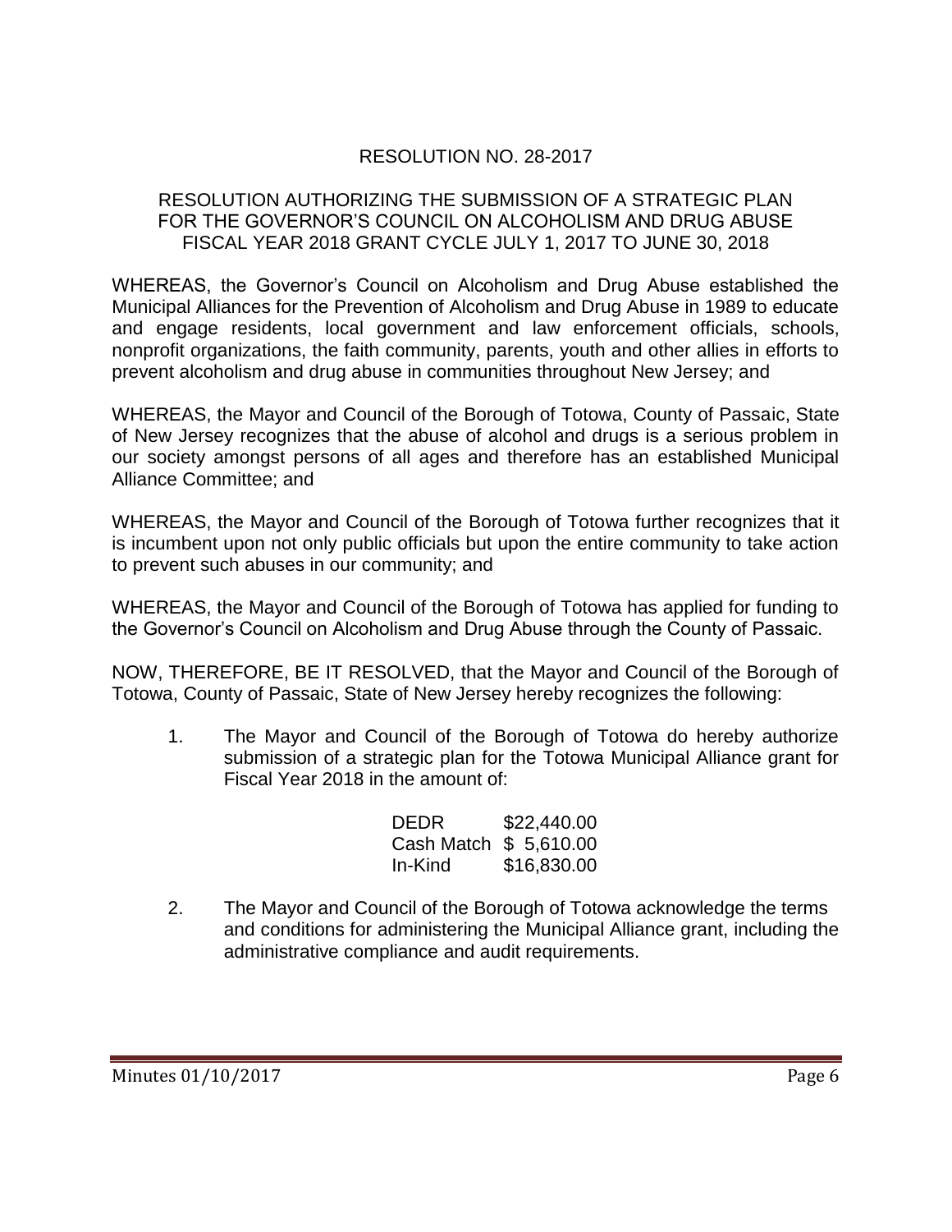## RESOLUTION NO. 28-2017

### RESOLUTION AUTHORIZING THE SUBMISSION OF A STRATEGIC PLAN FOR THE GOVERNOR'S COUNCIL ON ALCOHOLISM AND DRUG ABUSE FISCAL YEAR 2018 GRANT CYCLE JULY 1, 2017 TO JUNE 30, 2018

WHEREAS, the Governor's Council on Alcoholism and Drug Abuse established the Municipal Alliances for the Prevention of Alcoholism and Drug Abuse in 1989 to educate and engage residents, local government and law enforcement officials, schools, nonprofit organizations, the faith community, parents, youth and other allies in efforts to prevent alcoholism and drug abuse in communities throughout New Jersey; and

WHEREAS, the Mayor and Council of the Borough of Totowa, County of Passaic, State of New Jersey recognizes that the abuse of alcohol and drugs is a serious problem in our society amongst persons of all ages and therefore has an established Municipal Alliance Committee; and

WHEREAS, the Mayor and Council of the Borough of Totowa further recognizes that it is incumbent upon not only public officials but upon the entire community to take action to prevent such abuses in our community; and

WHEREAS, the Mayor and Council of the Borough of Totowa has applied for funding to the Governor's Council on Alcoholism and Drug Abuse through the County of Passaic.

NOW, THEREFORE, BE IT RESOLVED, that the Mayor and Council of the Borough of Totowa, County of Passaic, State of New Jersey hereby recognizes the following:

1. The Mayor and Council of the Borough of Totowa do hereby authorize submission of a strategic plan for the Totowa Municipal Alliance grant for Fiscal Year 2018 in the amount of:

| | |
|---|---|
| DEDR | $22,440.00 |
| Cash Match | $ 5,610.00 |
| In-Kind | $16,830.00 |

2. The Mayor and Council of the Borough of Totowa acknowledge the terms and conditions for administering the Municipal Alliance grant, including the administrative compliance and audit requirements.

Minutes 01/10/2017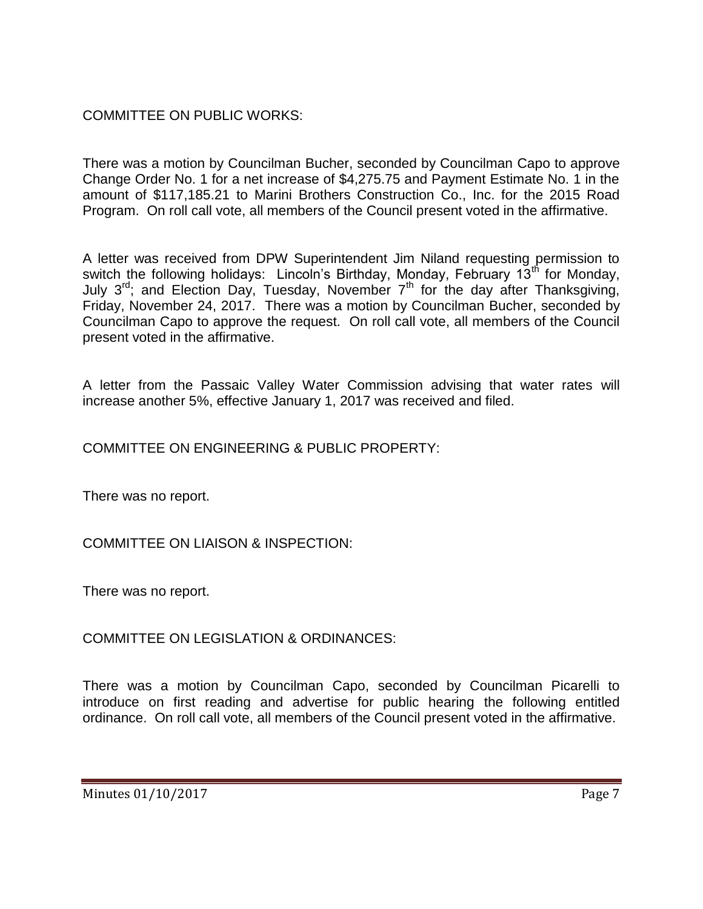COMMITTEE ON PUBLIC WORKS:

There was a motion by Councilman Bucher, seconded by Councilman Capo to approve Change Order No. 1 for a net increase of $4,275.75 and Payment Estimate No. 1 in the amount of $117,185.21 to Marini Brothers Construction Co., Inc. for the 2015 Road Program. On roll call vote, all members of the Council present voted in the affirmative.

A letter was received from DPW Superintendent Jim Niland requesting permission to switch the following holidays: Lincoln's Birthday, Monday, February 13th for Monday, July 3rd; and Election Day, Tuesday, November 7th for the day after Thanksgiving, Friday, November 24, 2017. There was a motion by Councilman Bucher, seconded by Councilman Capo to approve the request. On roll call vote, all members of the Council present voted in the affirmative.

A letter from the Passaic Valley Water Commission advising that water rates will increase another 5%, effective January 1, 2017 was received and filed.

COMMITTEE ON ENGINEERING & PUBLIC PROPERTY:

There was no report.

COMMITTEE ON LIAISON & INSPECTION:

There was no report.

COMMITTEE ON LEGISLATION & ORDINANCES:

There was a motion by Councilman Capo, seconded by Councilman Picarelli to introduce on first reading and advertise for public hearing the following entitled ordinance. On roll call vote, all members of the Council present voted in the affirmative.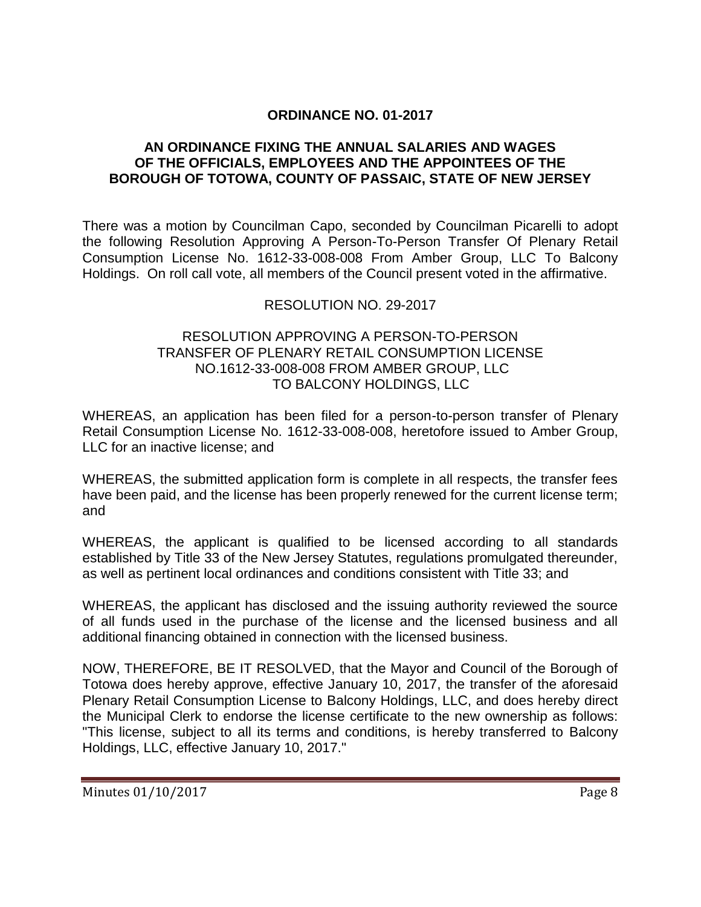**ORDINANCE NO. 01-2017**

**AN ORDINANCE FIXING THE ANNUAL SALARIES AND WAGES OF THE OFFICIALS, EMPLOYEES AND THE APPOINTEES OF THE BOROUGH OF TOTOWA, COUNTY OF PASSAIC, STATE OF NEW JERSEY**

There was a motion by Councilman Capo, seconded by Councilman Picarelli to adopt the following Resolution Approving A Person-To-Person Transfer Of Plenary Retail Consumption License No. 1612-33-008-008 From Amber Group, LLC To Balcony Holdings. On roll call vote, all members of the Council present voted in the affirmative.

RESOLUTION NO. 29-2017

RESOLUTION APPROVING A PERSON-TO-PERSON TRANSFER OF PLENARY RETAIL CONSUMPTION LICENSE NO.1612-33-008-008 FROM AMBER GROUP, LLC TO BALCONY HOLDINGS, LLC

WHEREAS, an application has been filed for a person-to-person transfer of Plenary Retail Consumption License No. 1612-33-008-008, heretofore issued to Amber Group, LLC for an inactive license; and

WHEREAS, the submitted application form is complete in all respects, the transfer fees have been paid, and the license has been properly renewed for the current license term; and

WHEREAS, the applicant is qualified to be licensed according to all standards established by Title 33 of the New Jersey Statutes, regulations promulgated thereunder, as well as pertinent local ordinances and conditions consistent with Title 33; and

WHEREAS, the applicant has disclosed and the issuing authority reviewed the source of all funds used in the purchase of the license and the licensed business and all additional financing obtained in connection with the licensed business.

NOW, THEREFORE, BE IT RESOLVED, that the Mayor and Council of the Borough of Totowa does hereby approve, effective January 10, 2017, the transfer of the aforesaid Plenary Retail Consumption License to Balcony Holdings, LLC, and does hereby direct the Municipal Clerk to endorse the license certificate to the new ownership as follows: "This license, subject to all its terms and conditions, is hereby transferred to Balcony Holdings, LLC, effective January 10, 2017."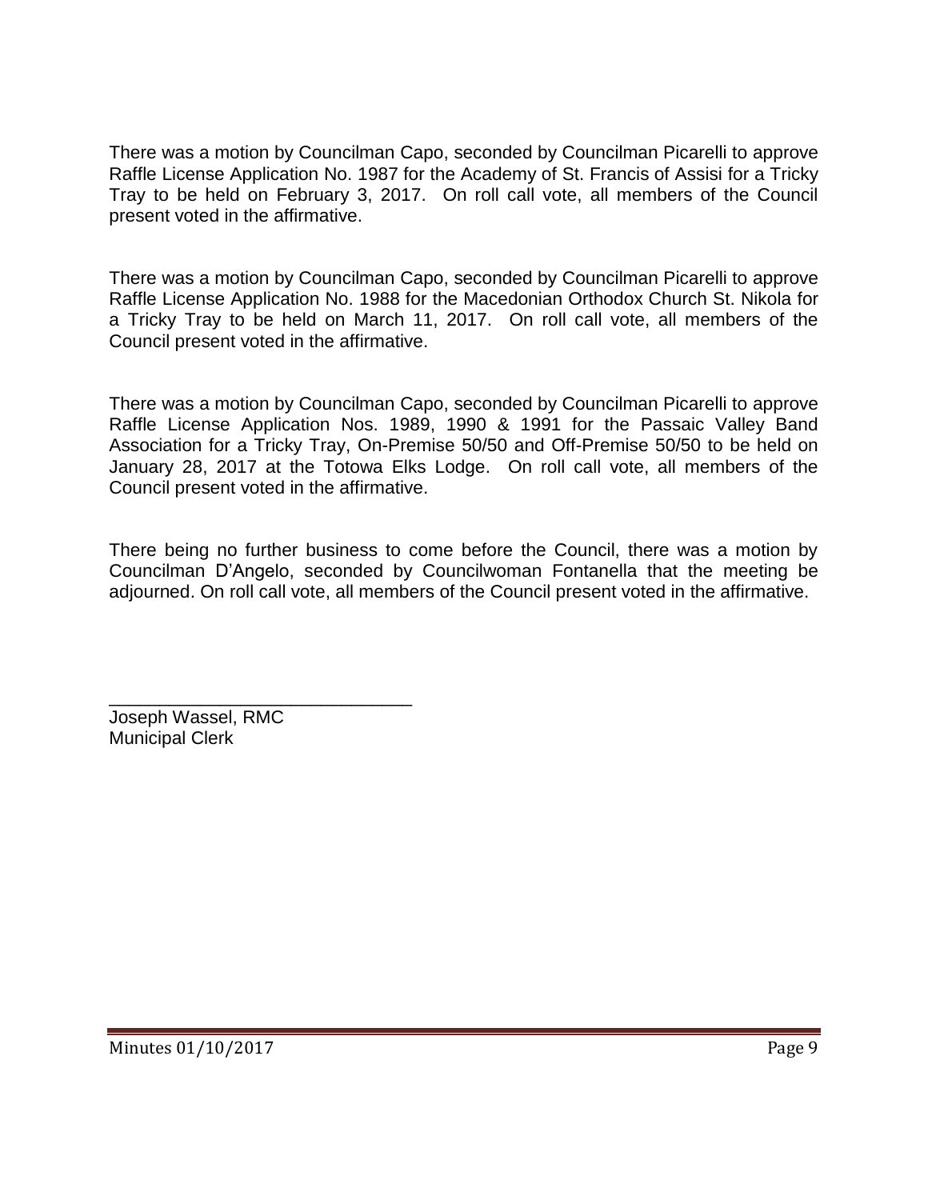There was a motion by Councilman Capo, seconded by Councilman Picarelli to approve Raffle License Application No. 1987 for the Academy of St. Francis of Assisi for a Tricky Tray to be held on February 3, 2017. On roll call vote, all members of the Council present voted in the affirmative.

There was a motion by Councilman Capo, seconded by Councilman Picarelli to approve Raffle License Application No. 1988 for the Macedonian Orthodox Church St. Nikola for a Tricky Tray to be held on March 11, 2017. On roll call vote, all members of the Council present voted in the affirmative.

There was a motion by Councilman Capo, seconded by Councilman Picarelli to approve Raffle License Application Nos. 1989, 1990 & 1991 for the Passaic Valley Band Association for a Tricky Tray, On-Premise 50/50 and Off-Premise 50/50 to be held on January 28, 2017 at the Totowa Elks Lodge. On roll call vote, all members of the Council present voted in the affirmative.

There being no further business to come before the Council, there was a motion by Councilman D'Angelo, seconded by Councilwoman Fontanella that the meeting be adjourned. On roll call vote, all members of the Council present voted in the affirmative.

\_\_\_\_\_\_\_\_\_\_\_\_\_\_\_\_\_\_\_\_\_\_\_\_\_\_\_\_\_\_\_\_

Joseph Wassel, RMC
Municipal Clerk